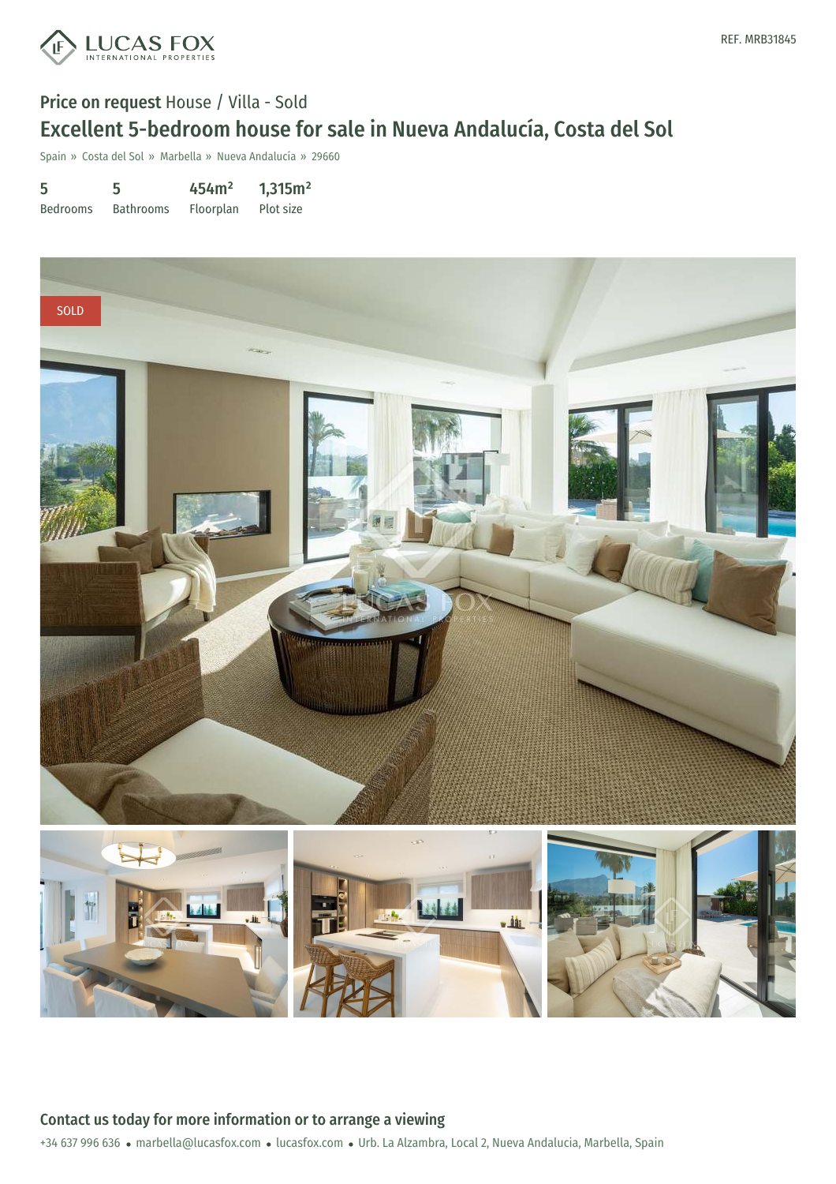LUCAS FOX
INTERNATIONAL PROPERTIES

REF. MRB31845

**Price on request** House / Villa - Sold

# Excellent 5-bedroom house for sale in Nueva Andalucía, Costa del Sol

Spain » Costa del Sol » Marbella » Nueva Andalucía » 29660

| 5 | 5 | 454m² | 1,315m² |
| --- | --- | --- | --- |
| Bedrooms | Bathrooms | Floorplan | Plot size |

SOLD

## Contact us today for more information or to arrange a viewing

+34 637 996 636 • marbella@lucasfox.com • lucasfox.com • Urb. La Alzambra, Local 2, Nueva Andalucia, Marbella, Spain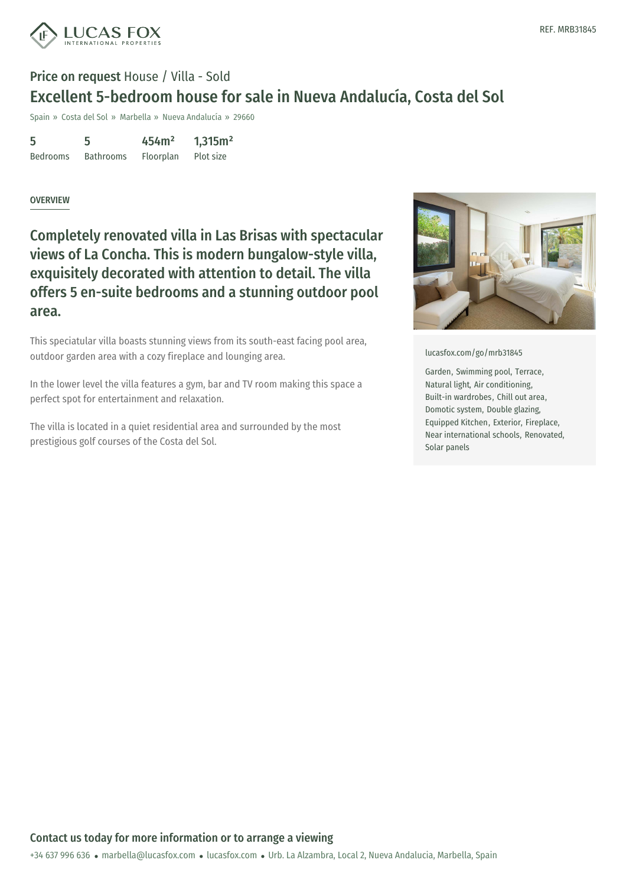REF. MRB31845

**Price on request** House / Villa - Sold

# Excellent 5-bedroom house for sale in Nueva Andalucía, Costa del Sol

Spain » Costa del Sol » Marbella » Nueva Andalucía » 29660

| 5 | 5 | 454m² | 1,315m² |
| --- | --- | --- | --- |
| Bedrooms | Bathrooms | Floorplan | Plot size |

## OVERVIEW

### Completely renovated villa in Las Brisas with spectacular views of La Concha. This is modern bungalow-style villa, exquisitely decorated with attention to detail. The villa offers 5 en-suite bedrooms and a stunning outdoor pool area.

This speciatular villa boasts stunning views from its south-east facing pool area, outdoor garden area with a cozy fireplace and lounging area.

In the lower level the villa features a gym, bar and TV room making this space a perfect spot for entertainment and relaxation.

The villa is located in a quiet residential area and surrounded by the most prestigious golf courses of the Costa del Sol.

lucasfox.com/go/mrb31845

Garden, Swimming pool, Terrace, Natural light, Air conditioning, Built-in wardrobes, Chill out area, Domotic system, Double glazing, Equipped Kitchen, Exterior, Fireplace, Near international schools, Renovated, Solar panels

**Contact us today for more information or to arrange a viewing**

+34 637 996 636 • marbella@lucasfox.com • lucasfox.com • Urb. La Alzambra, Local 2, Nueva Andalucia, Marbella, Spain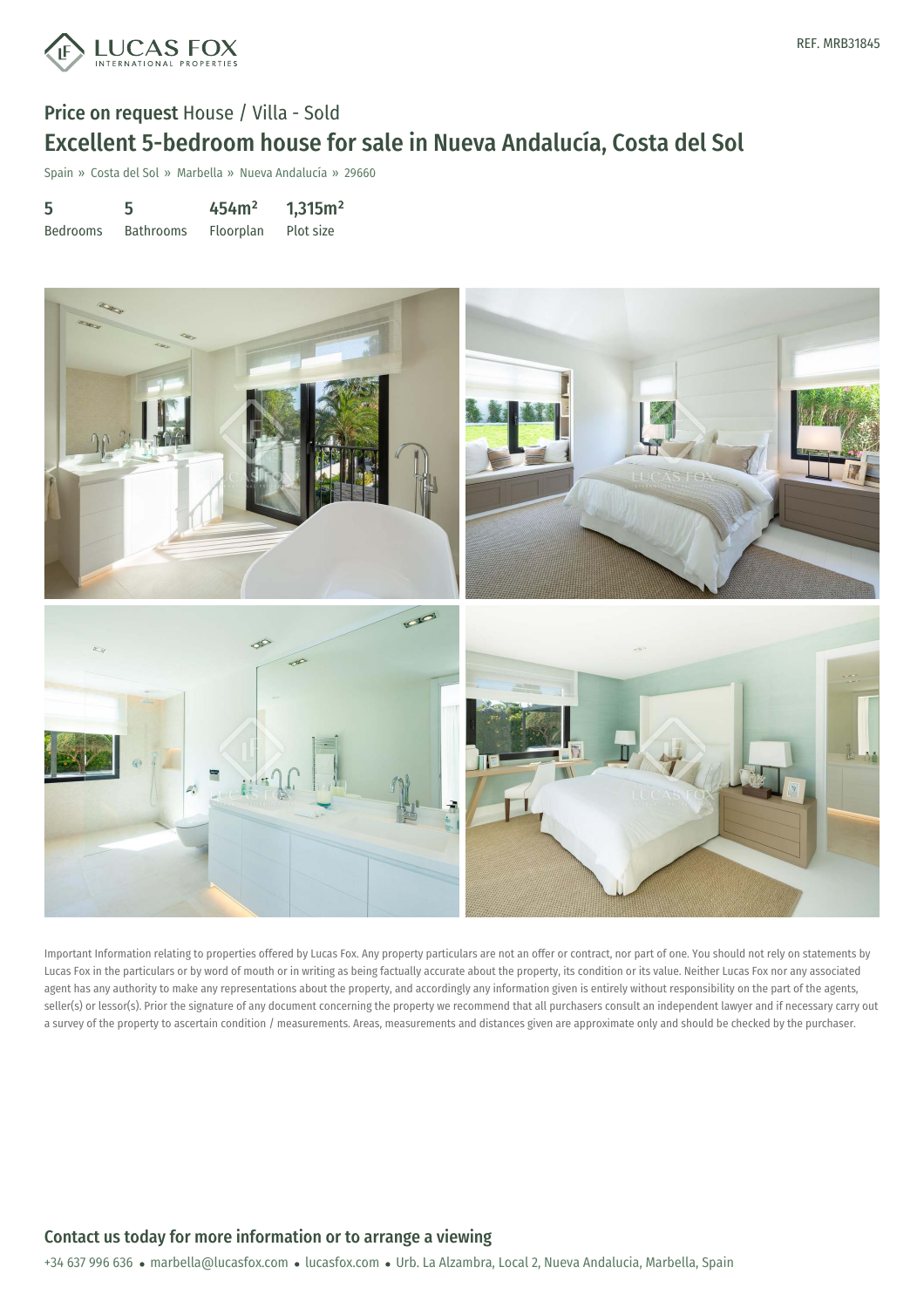REF. MRB31845

**Price on request** House / Villa - Sold

# Excellent 5-bedroom house for sale in Nueva Andalucía, Costa del Sol

Spain » Costa del Sol » Marbella » Nueva Andalucía » 29660

| 5 | 5 | 454m² | 1,315m² |
| --- | --- | --- | --- |
| Bedrooms | Bathrooms | Floorplan | Plot size |

Important Information relating to properties offered by Lucas Fox. Any property particulars are not an offer or contract, nor part of one. You should not rely on statements by Lucas Fox in the particulars or by word of mouth or in writing as being factually accurate about the property, its condition or its value. Neither Lucas Fox nor any associated agent has any authority to make any representations about the property, and accordingly any information given is entirely without responsibility on the part of the agents, seller(s) or lessor(s). Prior the signature of any document concerning the property we recommend that all purchasers consult an independent lawyer and if necessary carry out a survey of the property to ascertain condition / measurements. Areas, measurements and distances given are approximate only and should be checked by the purchaser.

## Contact us today for more information or to arrange a viewing

+34 637 996 636 • marbella@lucasfox.com • lucasfox.com • Urb. La Alzambra, Local 2, Nueva Andalucia, Marbella, Spain